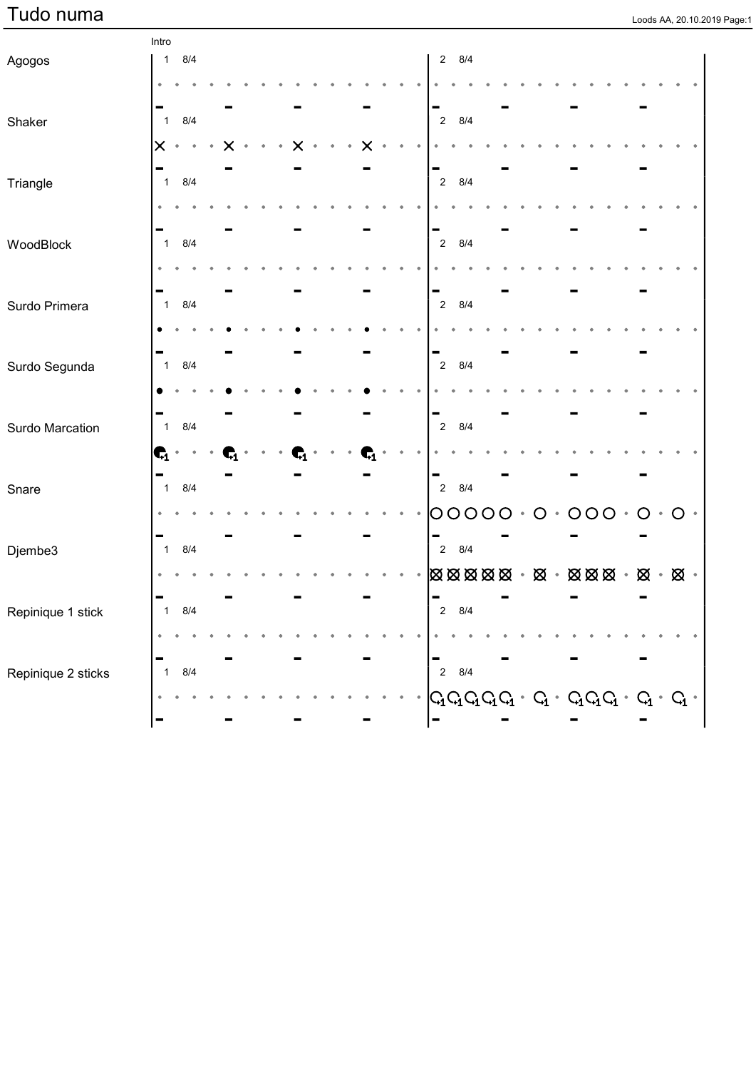# Tudo numa

Intro

| Instrument | Bar 1 (8/4) | Bar 2 (8/4) |
|---|---|---|
| Agogos | | |
| Shaker | × · · · × · · · × · · · × · · · | |
| Triangle | | |
| WoodBlock | | |
| Surdo Primera | • · · · • · · · • · · · • · · · | |
| Surdo Segunda | • · · · • · · · • · · · • · · · | |
| Surdo Marcation | +1 · · · +1 · · · +1 · · · +1 · · · | |
| Snare | | O O O O O · O · O O O · O · O · |
| Djembe3 | | ⊠ ⊠ ⊠ ⊠ ⊠ · ⊠ · ⊠ ⊠ ⊠ · ⊠ · ⊠ · |
| Repinique 1 stick | | |
| Repinique 2 sticks | | +1 +1 +1 +1 +1 · +1 · +1 +1 +1 · +1 · +1 · |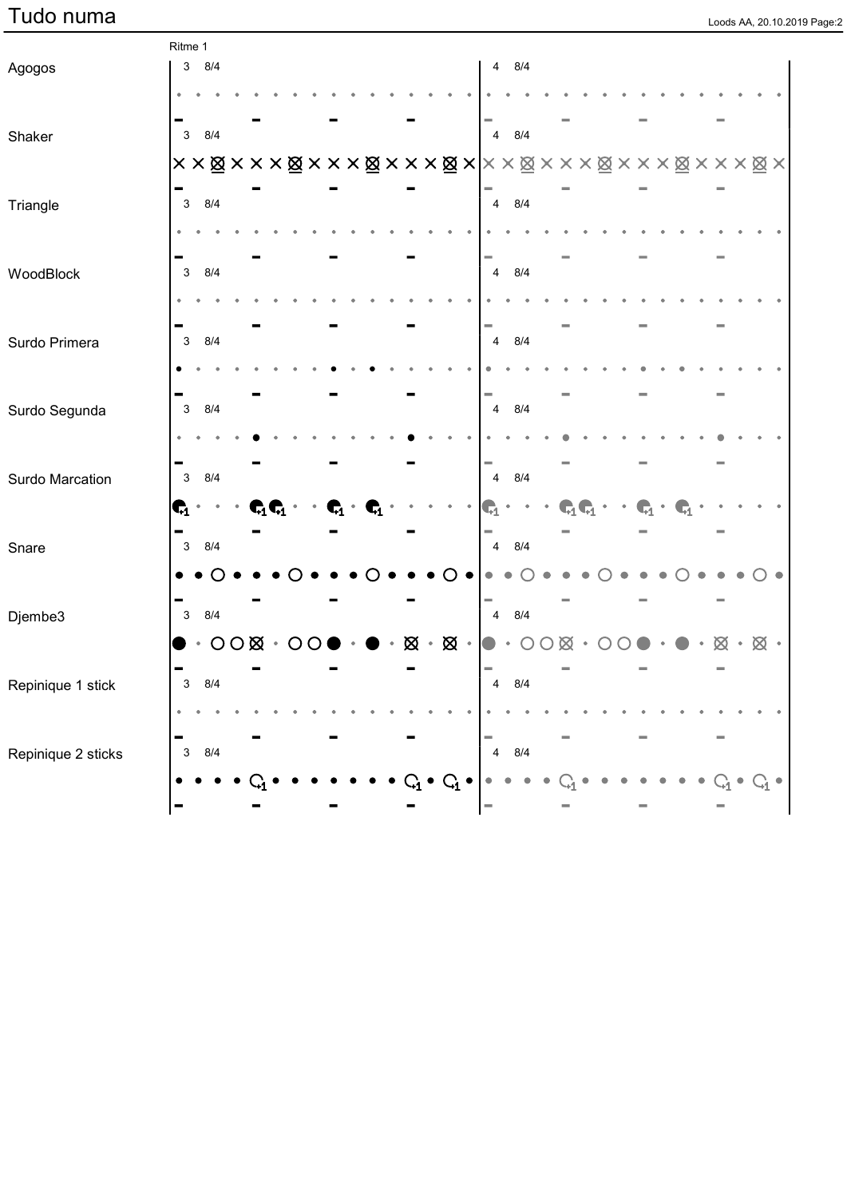# Tudo numa

Ritme 1

Agogos
3 8/4
4 8/4

Shaker
3 8/4
4 8/4

Triangle
3 8/4
4 8/4

WoodBlock
3 8/4
4 8/4

Surdo Primera
3 8/4
4 8/4

Surdo Segunda
3 8/4
4 8/4

Surdo Marcation
3 8/4
4 8/4

Snare
3 8/4
4 8/4

Djembe3
3 8/4
4 8/4

Repinique 1 stick
3 8/4
4 8/4

Repinique 2 sticks
3 8/4
4 8/4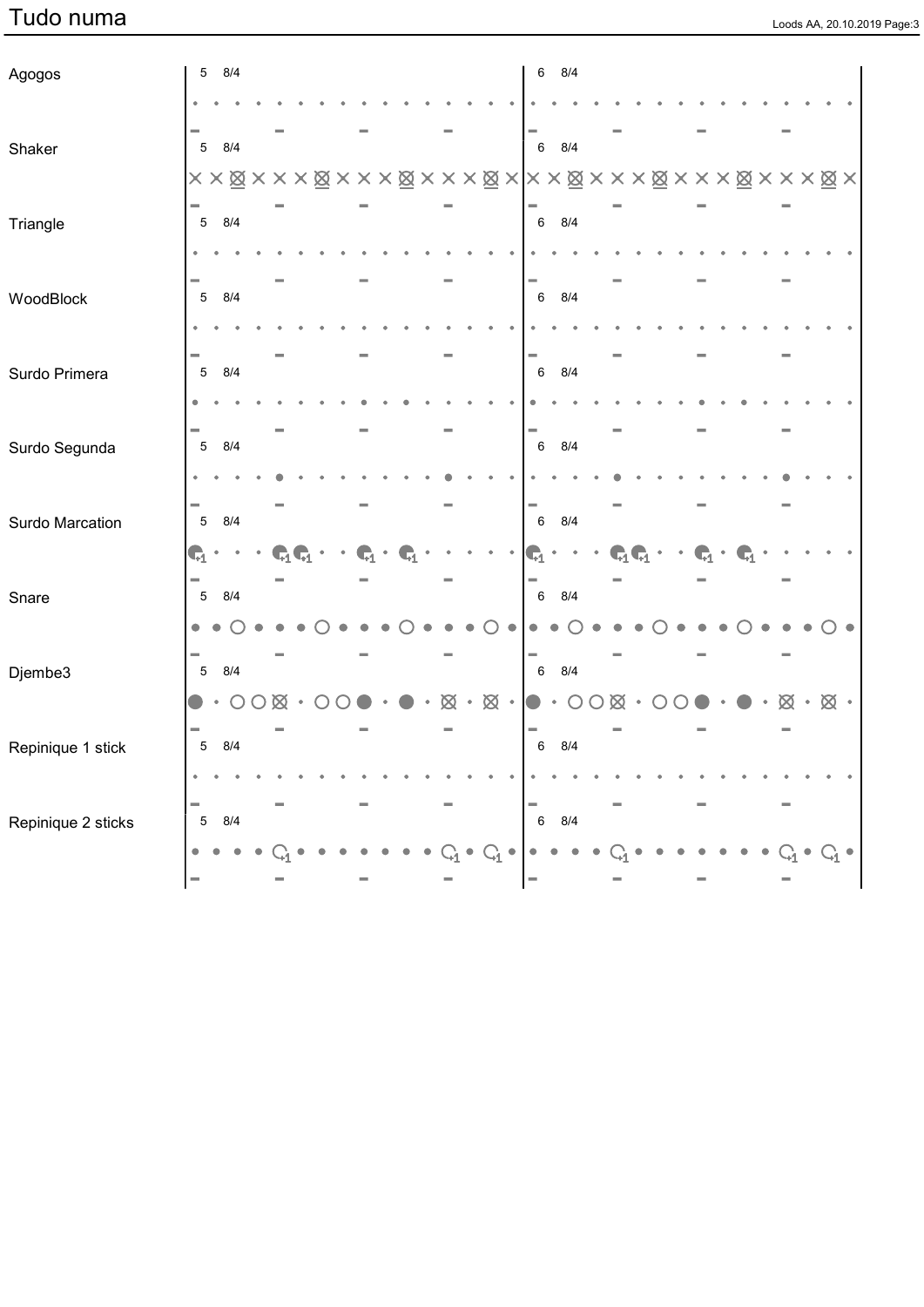# Tudo numa

Agogos — 5 8/4 | 6 8/4

Shaker — 5 8/4 | 6 8/4

Triangle — 5 8/4 | 6 8/4

WoodBlock — 5 8/4 | 6 8/4

Surdo Primera — 5 8/4 | 6 8/4

Surdo Segunda — 5 8/4 | 6 8/4

Surdo Marcation — 5 8/4 | 6 8/4

Snare — 5 8/4 | 6 8/4

Djembe3 — 5 8/4 | 6 8/4

Repinique 1 stick — 5 8/4 | 6 8/4

Repinique 2 sticks — 5 8/4 | 6 8/4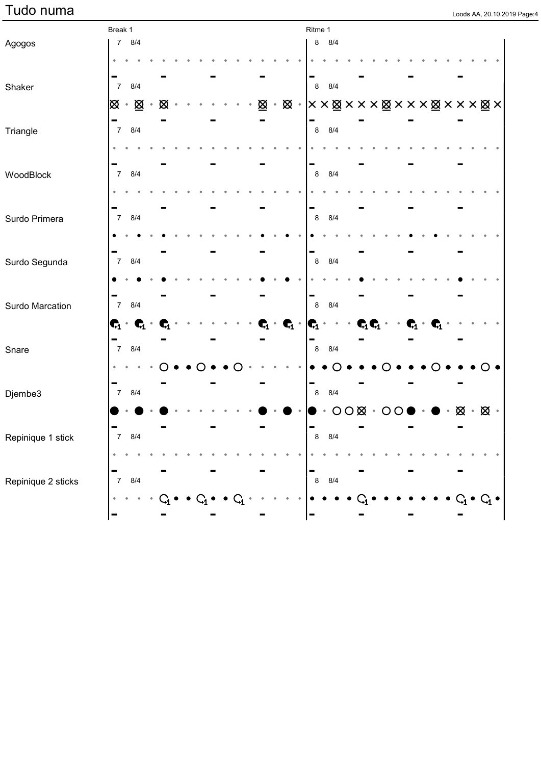# Tudo numa

| | Break 1 | Ritme 1 |
|---|---|---|
| Agogos | 7 8/4 | 8 8/4 |
| Shaker | 7 8/4 | 8 8/4 |
| Triangle | 7 8/4 | 8 8/4 |
| WoodBlock | 7 8/4 | 8 8/4 |
| Surdo Primera | 7 8/4 | 8 8/4 |
| Surdo Segunda | 7 8/4 | 8 8/4 |
| Surdo Marcation | 7 8/4 | 8 8/4 |
| Snare | 7 8/4 | 8 8/4 |
| Djembe3 | 7 8/4 | 8 8/4 |
| Repinique 1 stick | 7 8/4 | 8 8/4 |
| Repinique 2 sticks | 7 8/4 | 8 8/4 |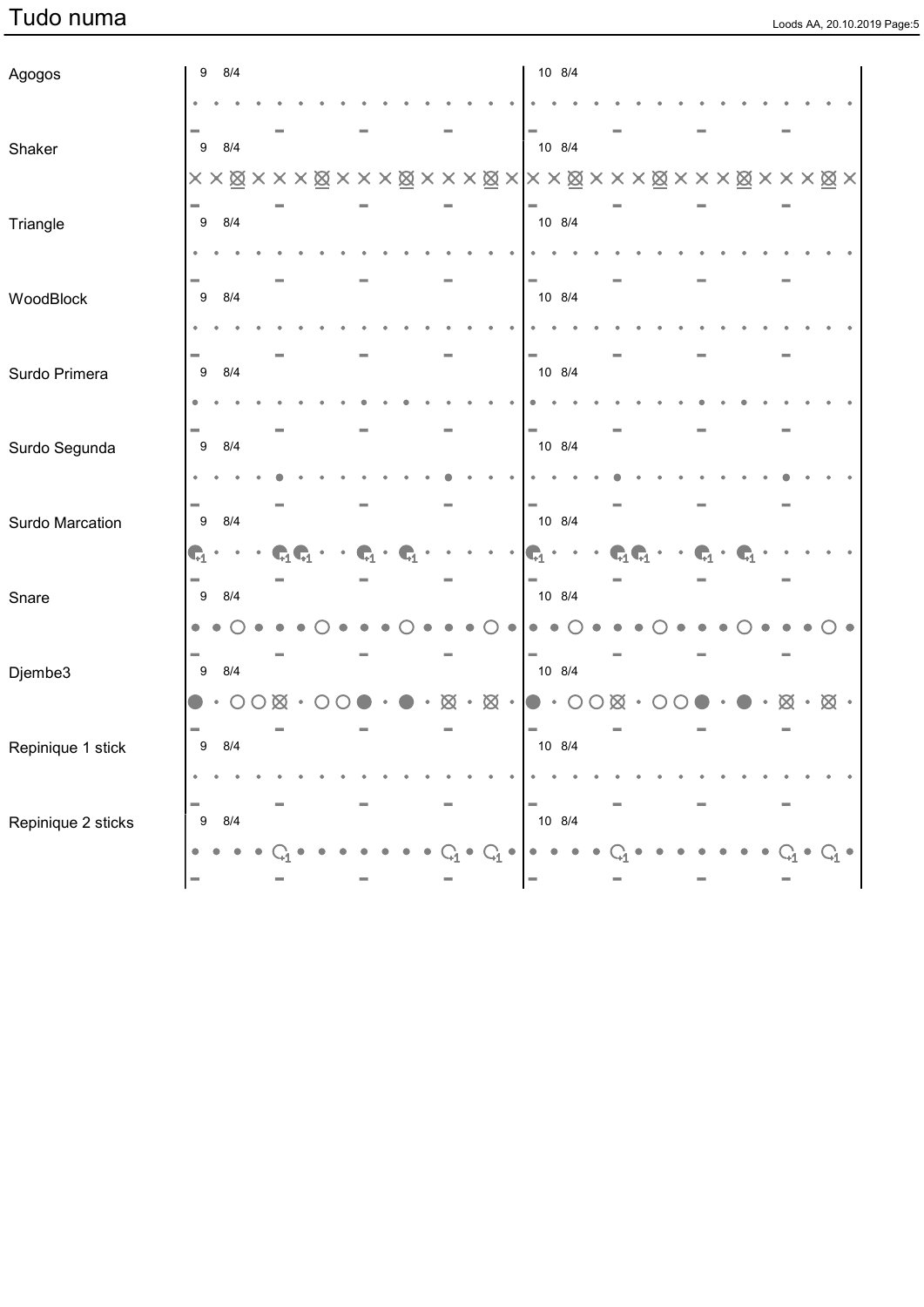# Tudo numa

Agogos

9 8/4

10 8/4

Shaker

9 8/4

10 8/4

Triangle

9 8/4

10 8/4

WoodBlock

9 8/4

10 8/4

Surdo Primera

9 8/4

10 8/4

Surdo Segunda

9 8/4

10 8/4

Surdo Marcation

9 8/4

10 8/4

Snare

9 8/4

10 8/4

Djembe3

9 8/4

10 8/4

Repinique 1 stick

9 8/4

10 8/4

Repinique 2 sticks

9 8/4

10 8/4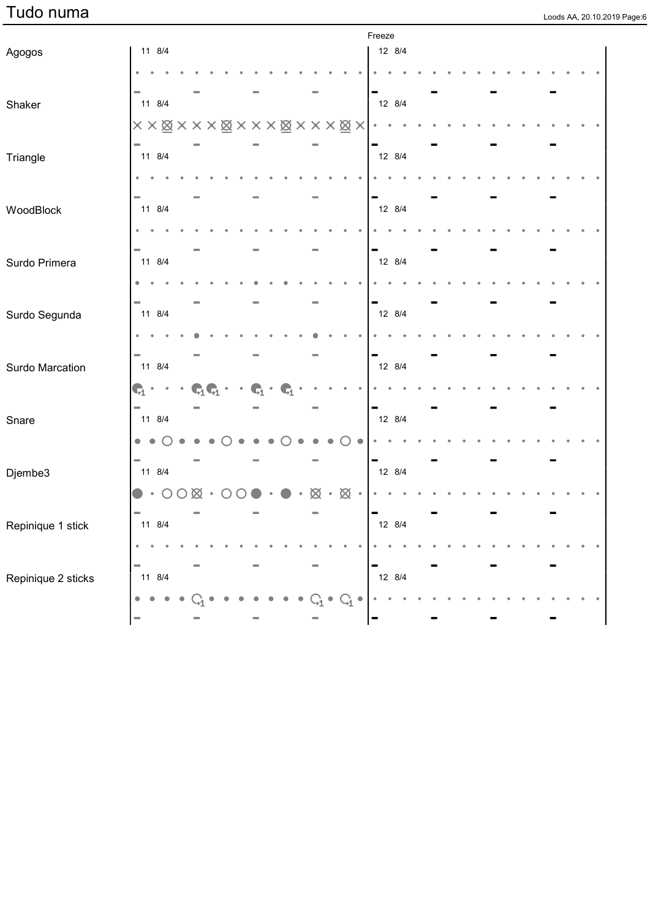# Tudo numa

Freeze

Agogos
11 8/4
12 8/4

Shaker
11 8/4
12 8/4

Triangle
11 8/4
12 8/4

WoodBlock
11 8/4
12 8/4

Surdo Primera
11 8/4
12 8/4

Surdo Segunda
11 8/4
12 8/4

Surdo Marcation
11 8/4
12 8/4

Snare
11 8/4
12 8/4

Djembe3
11 8/4
12 8/4

Repinique 1 stick
11 8/4
12 8/4

Repinique 2 sticks
11 8/4
12 8/4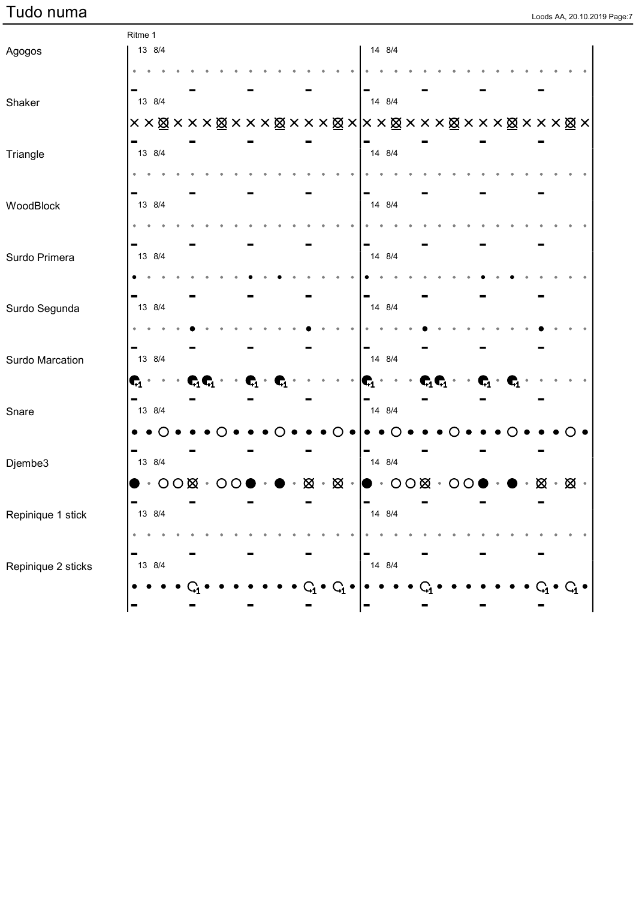# Tudo numa

Ritme 1

Agogos — 13 8/4 | 14 8/4

Shaker — 13 8/4 | 14 8/4

Triangle — 13 8/4 | 14 8/4

WoodBlock — 13 8/4 | 14 8/4

Surdo Primera — 13 8/4 | 14 8/4

Surdo Segunda — 13 8/4 | 14 8/4

Surdo Marcation — 13 8/4 | 14 8/4

Snare — 13 8/4 | 14 8/4

Djembe3 — 13 8/4 | 14 8/4

Repinique 1 stick — 13 8/4 | 14 8/4

Repinique 2 sticks — 13 8/4 | 14 8/4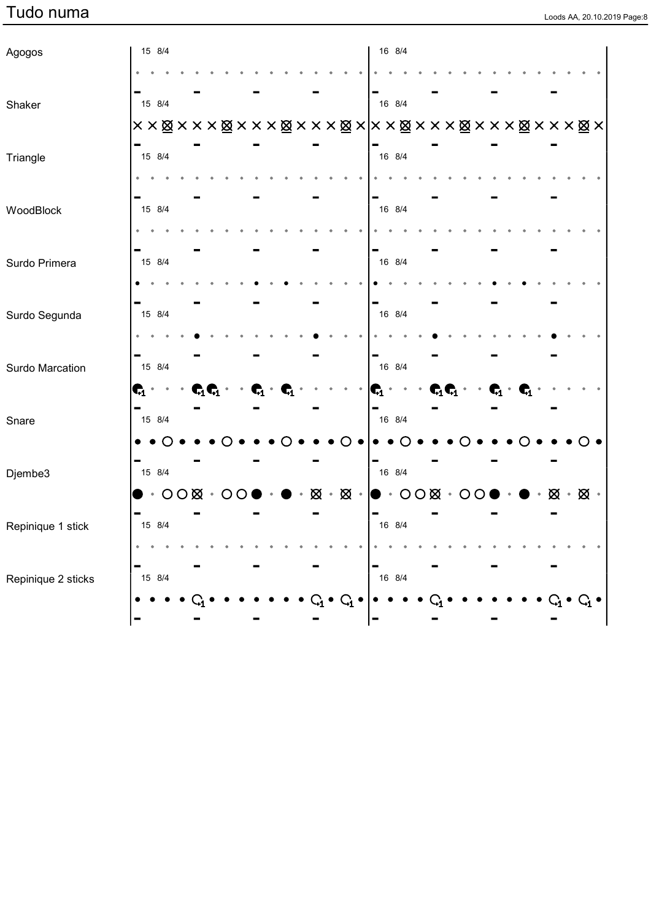# Tudo numa

Agogos

15 8/4

16 8/4

Shaker

15 8/4

16 8/4

Triangle

15 8/4

16 8/4

WoodBlock

15 8/4

16 8/4

Surdo Primera

15 8/4

16 8/4

Surdo Segunda

15 8/4

16 8/4

Surdo Marcation

15 8/4

16 8/4

Snare

15 8/4

16 8/4

Djembe3

15 8/4

16 8/4

Repinique 1 stick

15 8/4

16 8/4

Repinique 2 sticks

15 8/4

16 8/4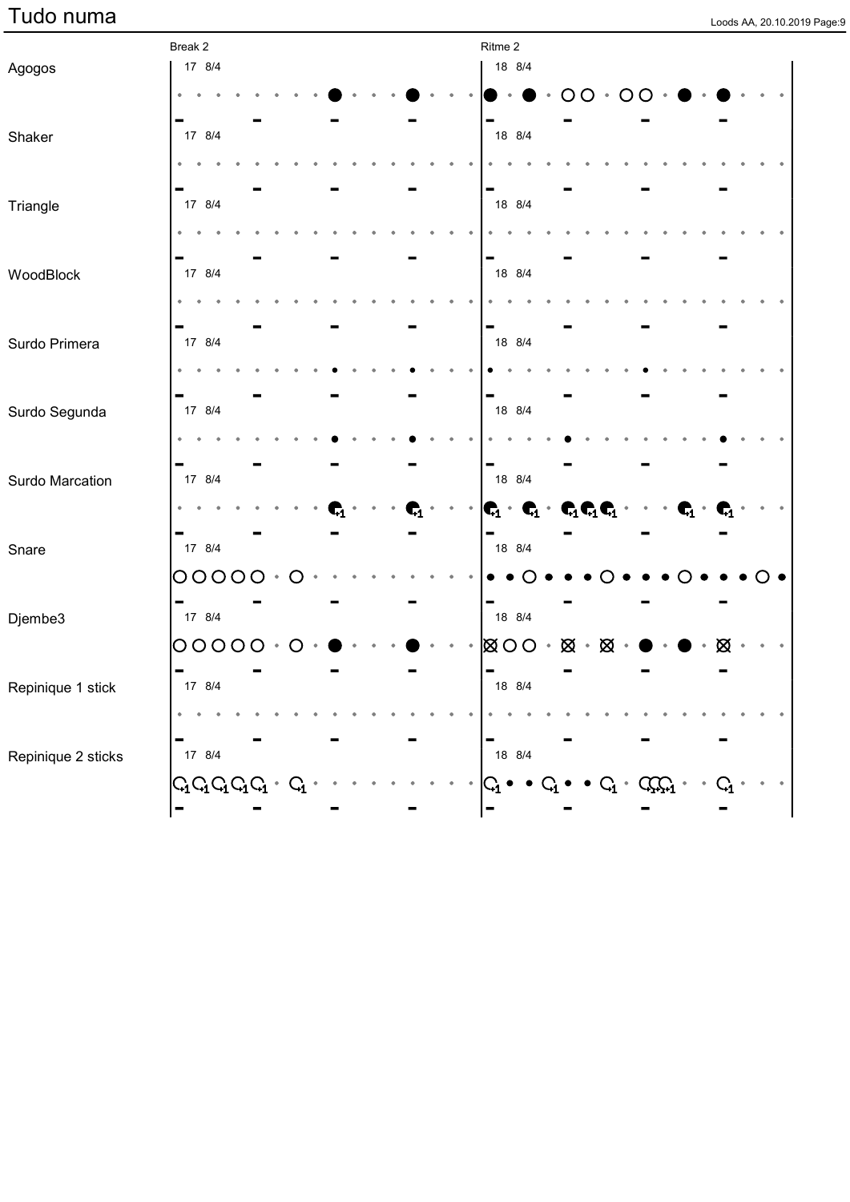# Tudo numa

| | Break 2 | Ritme 2 |
|---|---|---|
| Agogos | 17 8/4 | 18 8/4 |
| Shaker | 17 8/4 | 18 8/4 |
| Triangle | 17 8/4 | 18 8/4 |
| WoodBlock | 17 8/4 | 18 8/4 |
| Surdo Primera | 17 8/4 | 18 8/4 |
| Surdo Segunda | 17 8/4 | 18 8/4 |
| Surdo Marcation | 17 8/4 | 18 8/4 |
| Snare | 17 8/4 | 18 8/4 |
| Djembe3 | 17 8/4 | 18 8/4 |
| Repinique 1 stick | 17 8/4 | 18 8/4 |
| Repinique 2 sticks | 17 8/4 | 18 8/4 |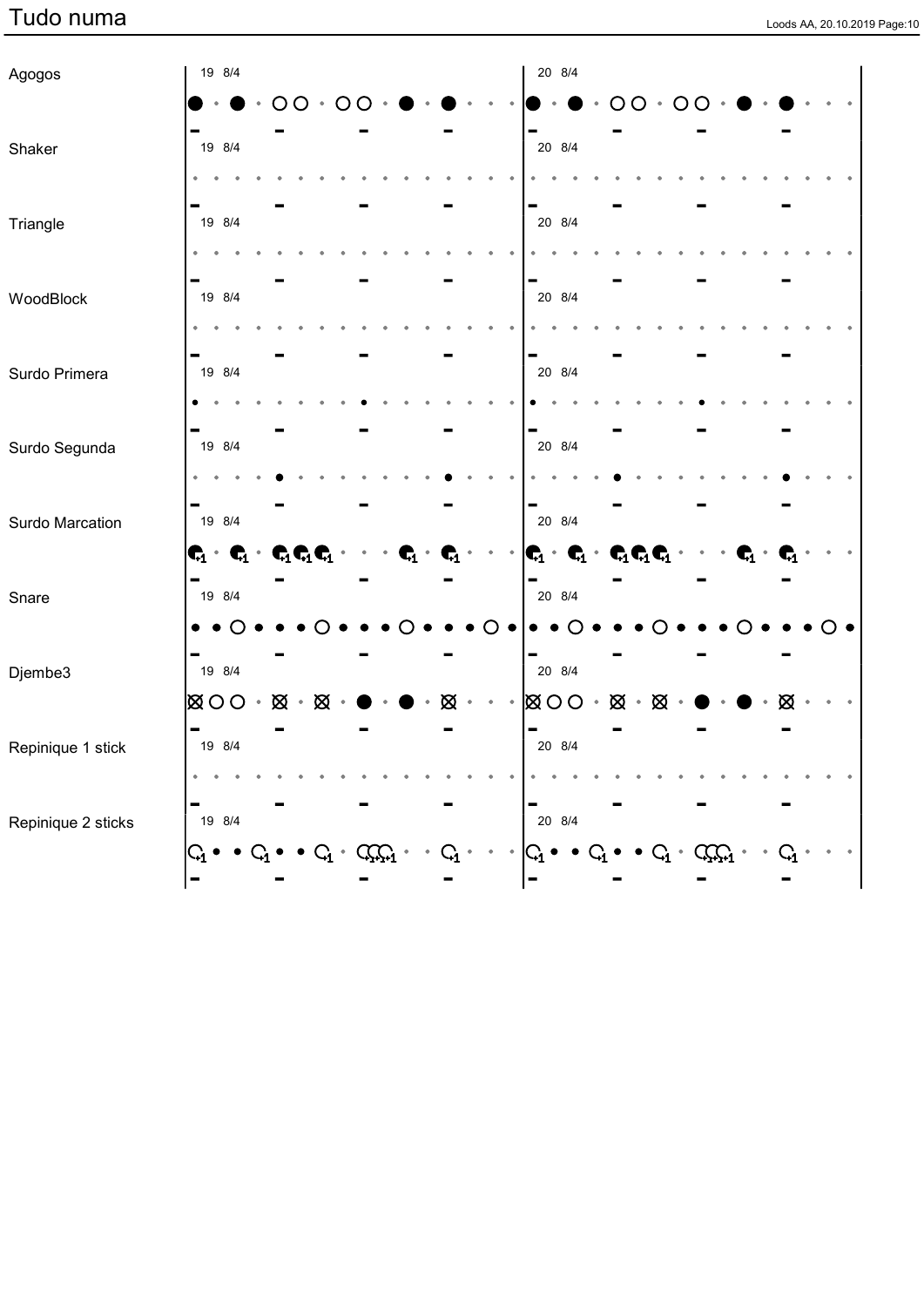# Tudo numa

Agogos

19 8/4

20 8/4

Shaker

19 8/4

20 8/4

Triangle

19 8/4

20 8/4

WoodBlock

19 8/4

20 8/4

Surdo Primera

19 8/4

20 8/4

Surdo Segunda

19 8/4

20 8/4

Surdo Marcation

19 8/4

20 8/4

Snare

19 8/4

20 8/4

Djembe3

19 8/4

20 8/4

Repinique 1 stick

19 8/4

20 8/4

Repinique 2 sticks

19 8/4

20 8/4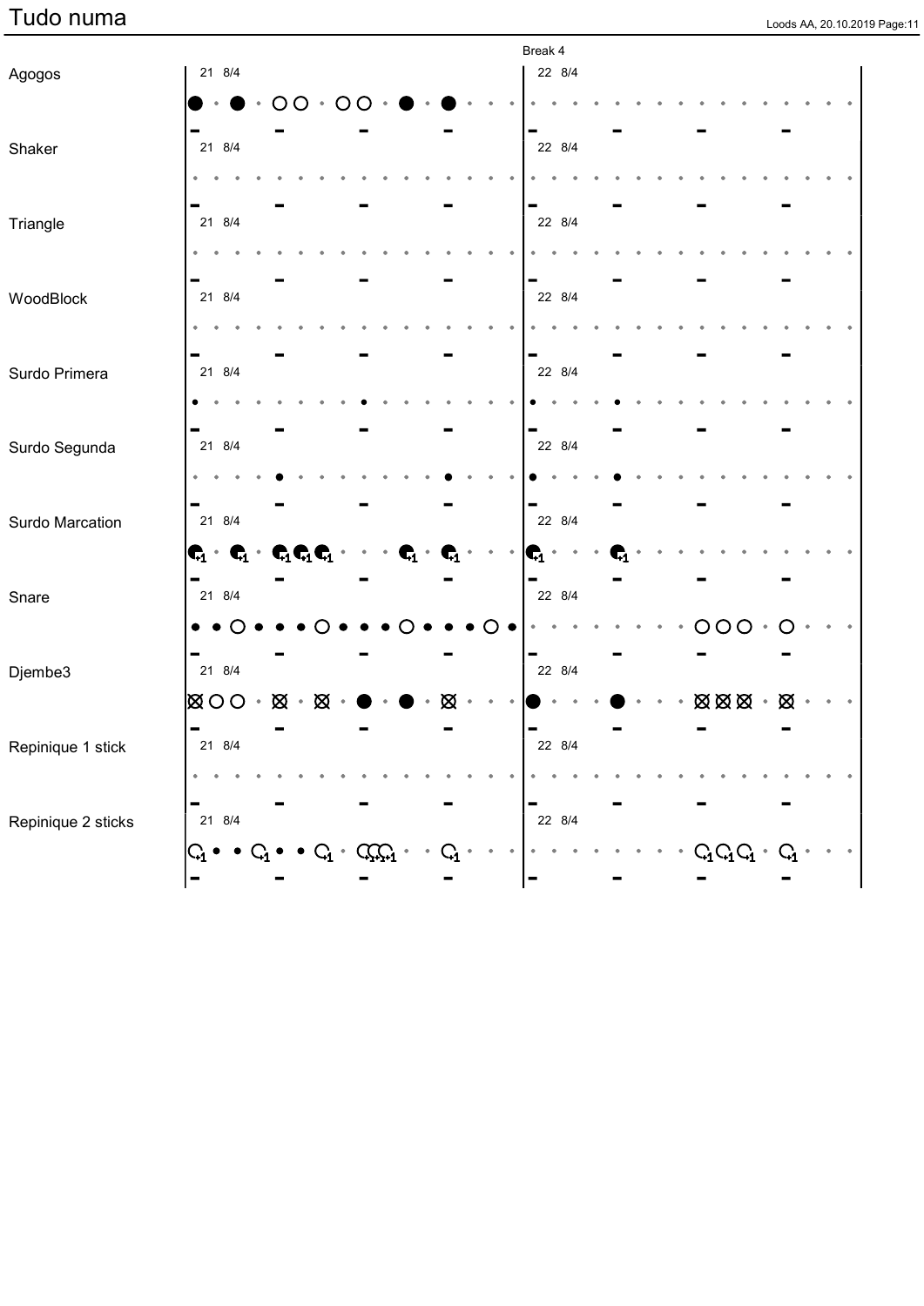# Tudo numa

Break 4

Agogos
21 8/4
22 8/4

Shaker
21 8/4
22 8/4

Triangle
21 8/4
22 8/4

WoodBlock
21 8/4
22 8/4

Surdo Primera
21 8/4
22 8/4

Surdo Segunda
21 8/4
22 8/4

Surdo Marcation
21 8/4
22 8/4

Snare
21 8/4
22 8/4

Djembe3
21 8/4
22 8/4

Repinique 1 stick
21 8/4
22 8/4

Repinique 2 sticks
21 8/4
22 8/4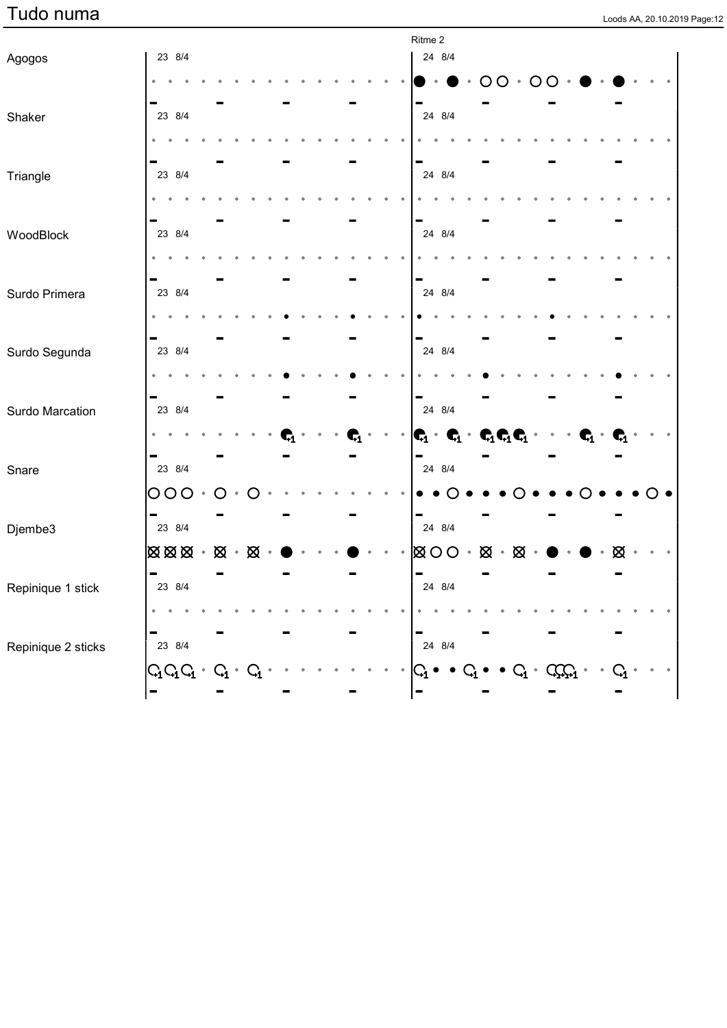# Tudo numma

Ritme 2

Agogos

23 8/4

24 8/4

Shaker

23 8/4

24 8/4

Triangle

23 8/4

24 8/4

WoodBlock

23 8/4

24 8/4

Surdo Primera

23 8/4

24 8/4

Surdo Segunda

23 8/4

24 8/4

Surdo Marcation

23 8/4

24 8/4

Snare

23 8/4

24 8/4

Djembe3

23 8/4

24 8/4

Repinique 1 stick

23 8/4

24 8/4

Repinique 2 sticks

23 8/4

24 8/4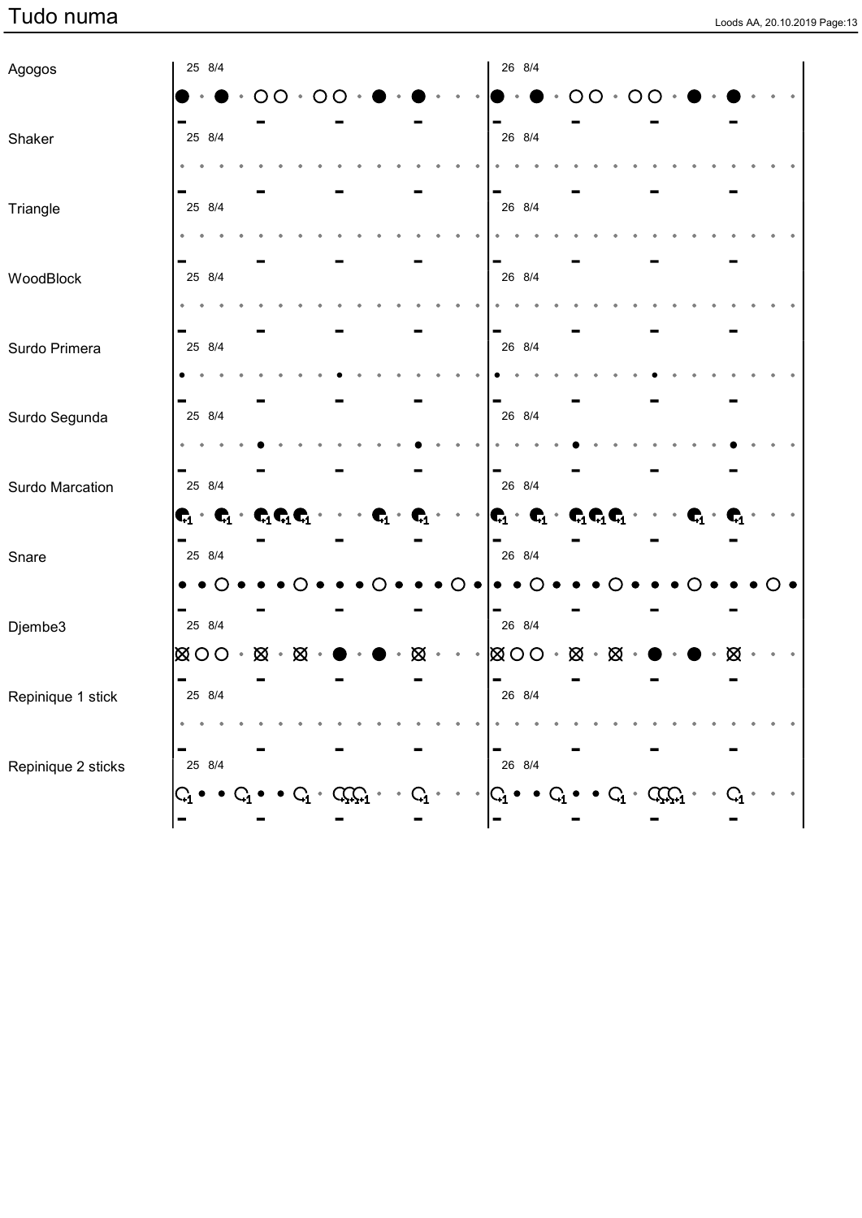# Tudo numa

Agogos

25 8/4

26 8/4

Shaker

25 8/4

26 8/4

Triangle

25 8/4

26 8/4

WoodBlock

25 8/4

26 8/4

Surdo Primera

25 8/4

26 8/4

Surdo Segunda

25 8/4

26 8/4

Surdo Marcation

25 8/4

26 8/4

Snare

25 8/4

26 8/4

Djembe3

25 8/4

26 8/4

Repinique 1 stick

25 8/4

26 8/4

Repinique 2 sticks

25 8/4

26 8/4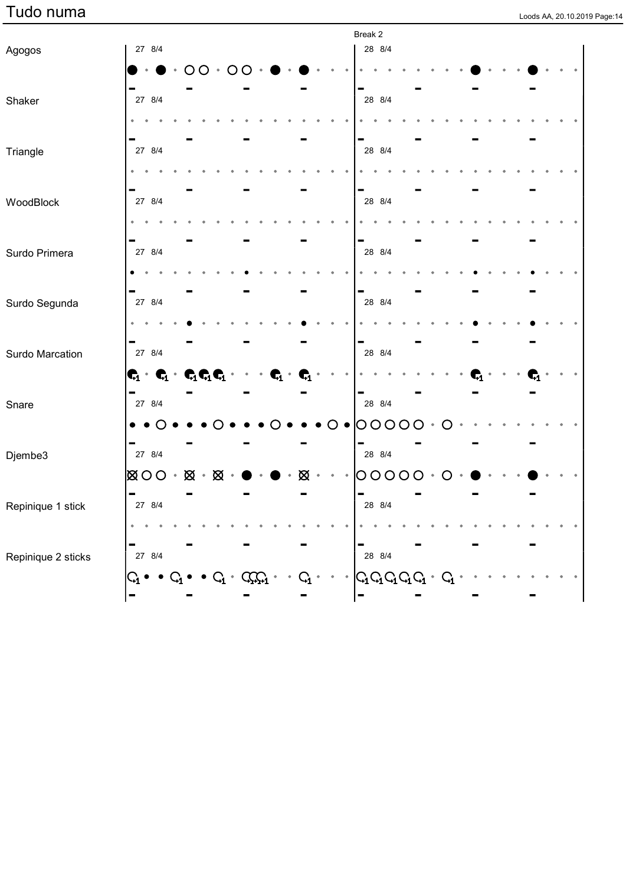# Tudo numma

Break 2

Agogos 27 8/4 28 8/4

Shaker 27 8/4 28 8/4

Triangle 27 8/4 28 8/4

WoodBlock 27 8/4 28 8/4

Surdo Primera 27 8/4 28 8/4

Surdo Segunda 27 8/4 28 8/4

Surdo Marcation 27 8/4 28 8/4

Snare 27 8/4 28 8/4

Djembe3 27 8/4 28 8/4

Repinique 1 stick 27 8/4 28 8/4

Repinique 2 sticks 27 8/4 28 8/4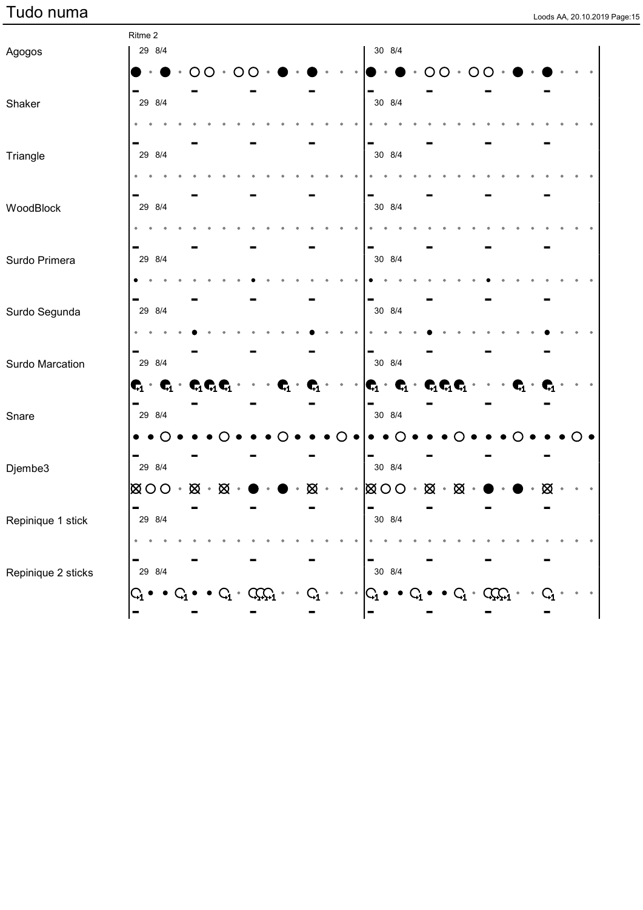# Tudo numa

Ritme 2

Agogos
29 8/4
30 8/4

Shaker
29 8/4
30 8/4

Triangle
29 8/4
30 8/4

WoodBlock
29 8/4
30 8/4

Surdo Primera
29 8/4
30 8/4

Surdo Segunda
29 8/4
30 8/4

Surdo Marcation
29 8/4
30 8/4

Snare
29 8/4
30 8/4

Djembe3
29 8/4
30 8/4

Repinique 1 stick
29 8/4
30 8/4

Repinique 2 sticks
29 8/4
30 8/4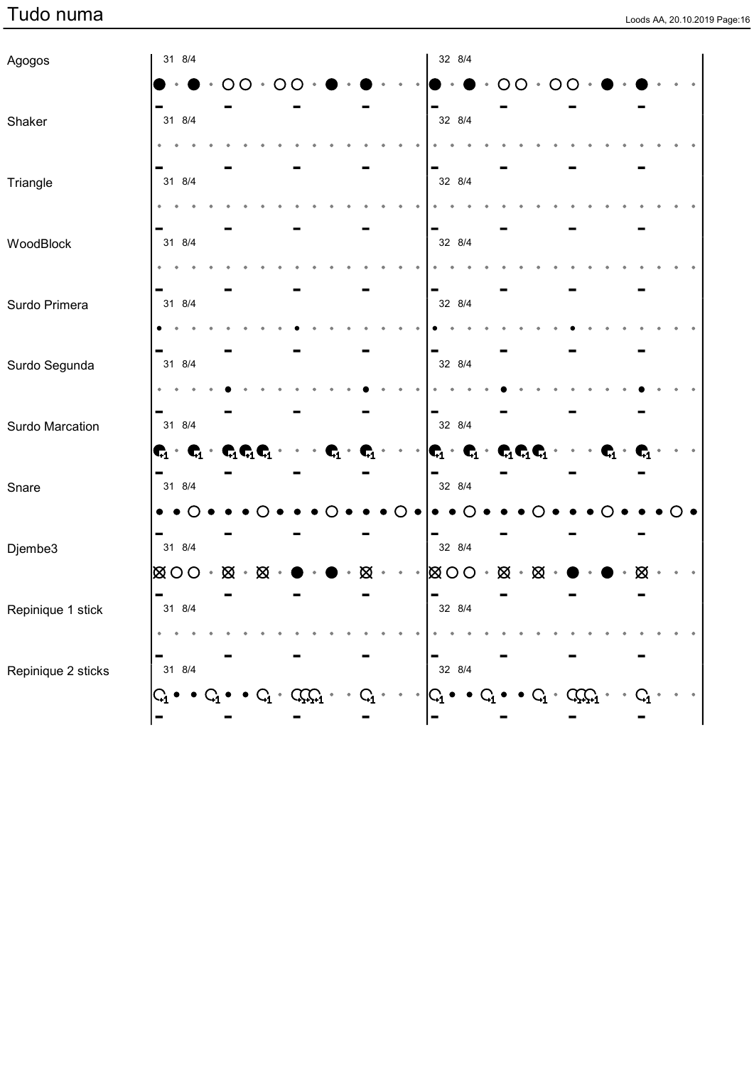# Tudo numa

Agogos

31 8/4 | 32 8/4

Shaker

31 8/4 | 32 8/4

Triangle

31 8/4 | 32 8/4

WoodBlock

31 8/4 | 32 8/4

Surdo Primera

31 8/4 | 32 8/4

Surdo Segunda

31 8/4 | 32 8/4

Surdo Marcation

31 8/4 | 32 8/4

Snare

31 8/4 | 32 8/4

Djembe3

31 8/4 | 32 8/4

Repinique 1 stick

31 8/4 | 32 8/4

Repinique 2 sticks

31 8/4 | 32 8/4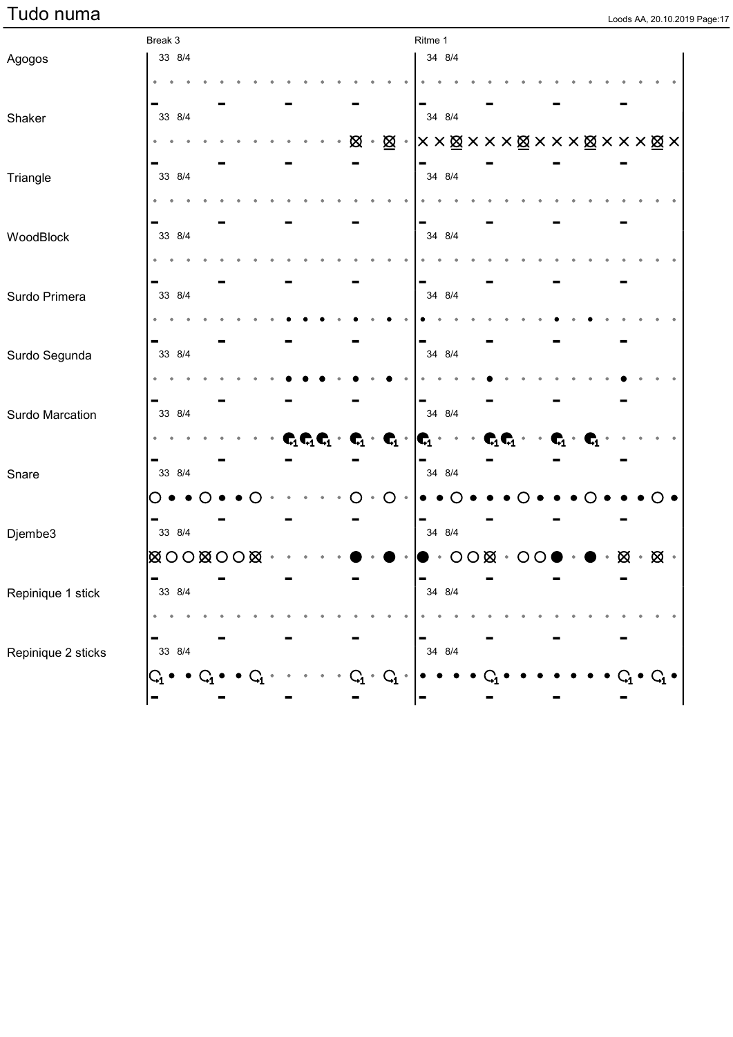# Tudo numa

| | Break 3 | Ritme 1 |
|---|---|---|
| Agogos | 33 8/4 | 34 8/4 |
| Shaker | 33 8/4 | 34 8/4 |
| Triangle | 33 8/4 | 34 8/4 |
| WoodBlock | 33 8/4 | 34 8/4 |
| Surdo Primera | 33 8/4 | 34 8/4 |
| Surdo Segunda | 33 8/4 | 34 8/4 |
| Surdo Marcation | 33 8/4 | 34 8/4 |
| Snare | 33 8/4 | 34 8/4 |
| Djembe3 | 33 8/4 | 34 8/4 |
| Repinique 1 stick | 33 8/4 | 34 8/4 |
| Repinique 2 sticks | 33 8/4 | 34 8/4 |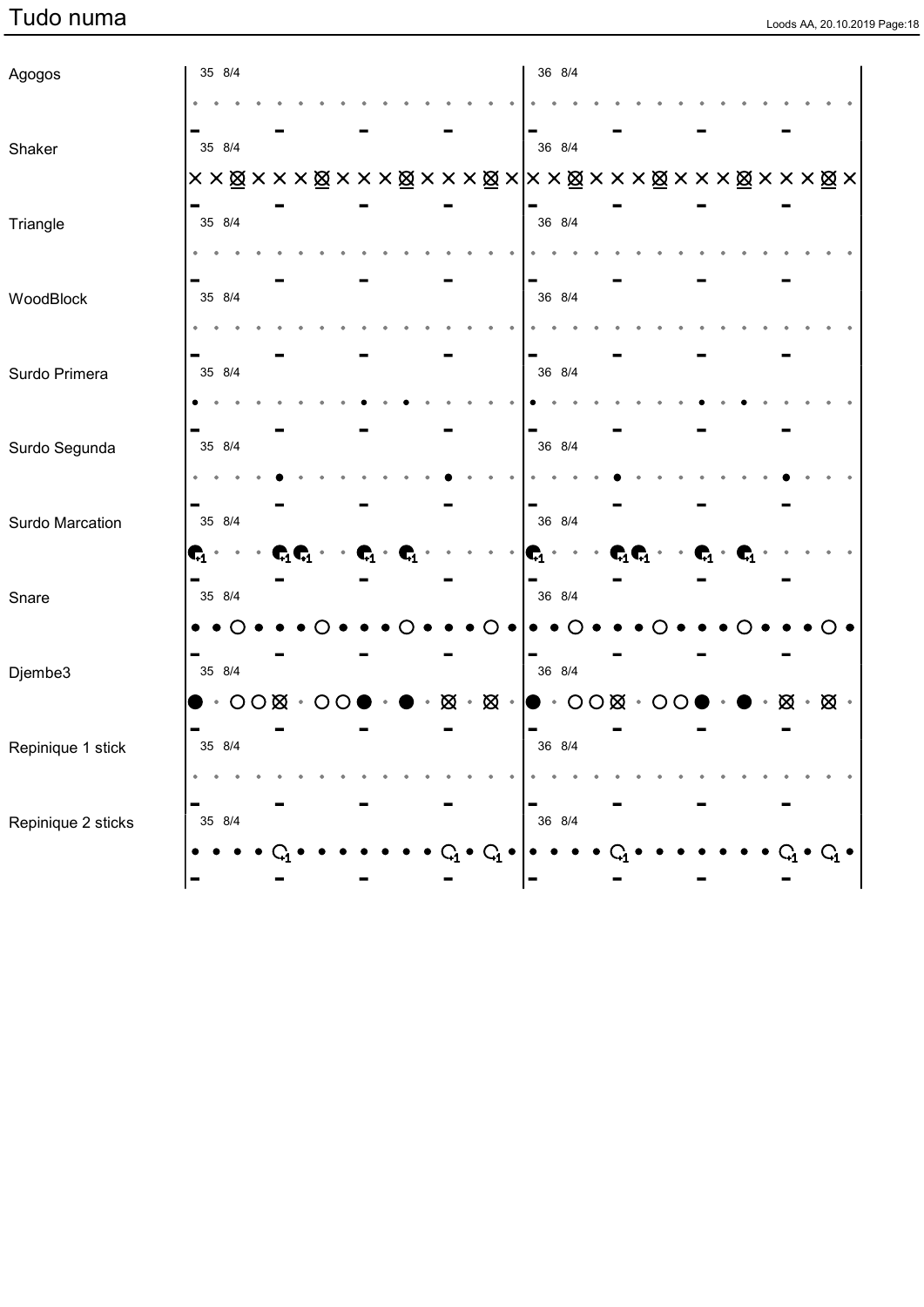# Tudo numa

Agogos
35 8/4
36 8/4

Shaker
35 8/4
36 8/4

Triangle
35 8/4
36 8/4

WoodBlock
35 8/4
36 8/4

Surdo Primera
35 8/4
36 8/4

Surdo Segunda
35 8/4
36 8/4

Surdo Marcation
35 8/4
36 8/4

Snare
35 8/4
36 8/4

Djembe3
35 8/4
36 8/4

Repinique 1 stick
35 8/4
36 8/4

Repinique 2 sticks
35 8/4
36 8/4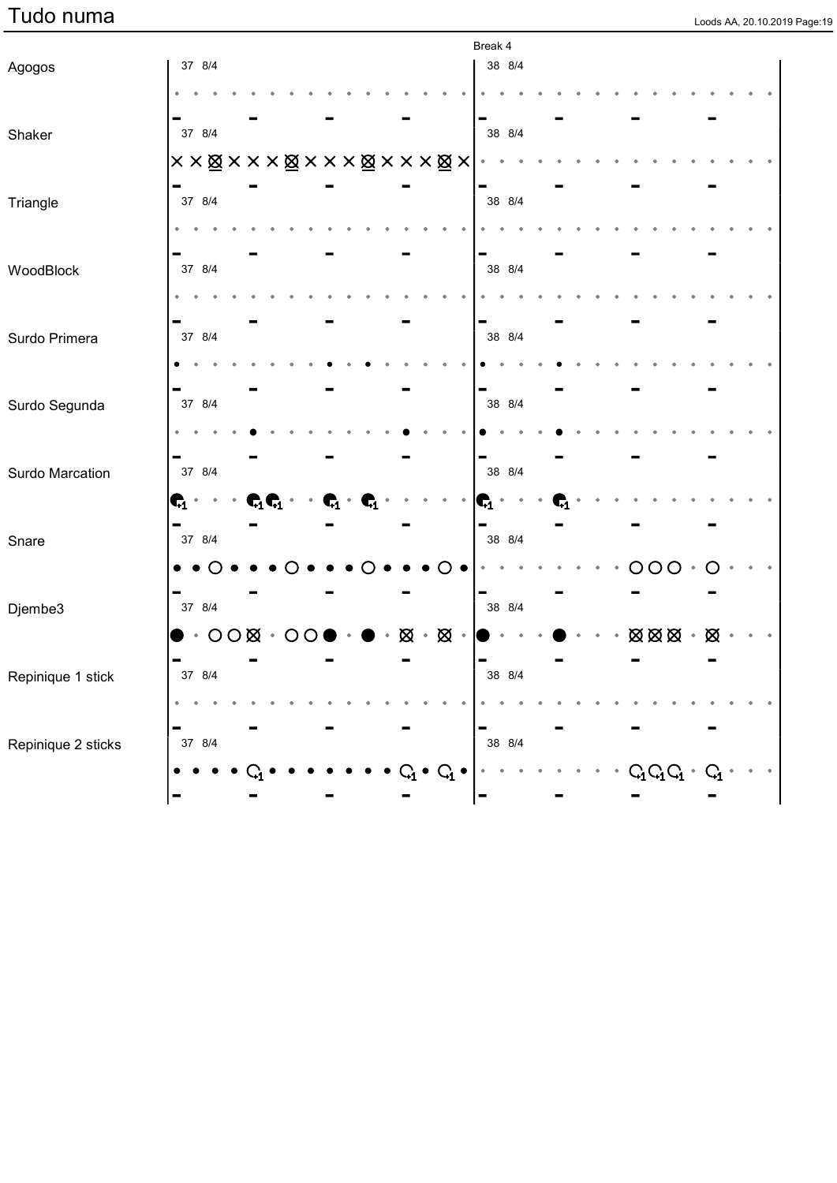# Tudo numa

Break 4

Agogos
37 8/4
38 8/4

Shaker
37 8/4
38 8/4

Triangle
37 8/4
38 8/4

WoodBlock
37 8/4
38 8/4

Surdo Primera
37 8/4
38 8/4

Surdo Segunda
37 8/4
38 8/4

Surdo Marcation
37 8/4
38 8/4

Snare
37 8/4
38 8/4

Djembe3
37 8/4
38 8/4

Repinique 1 stick
37 8/4
38 8/4

Repinique 2 sticks
37 8/4
38 8/4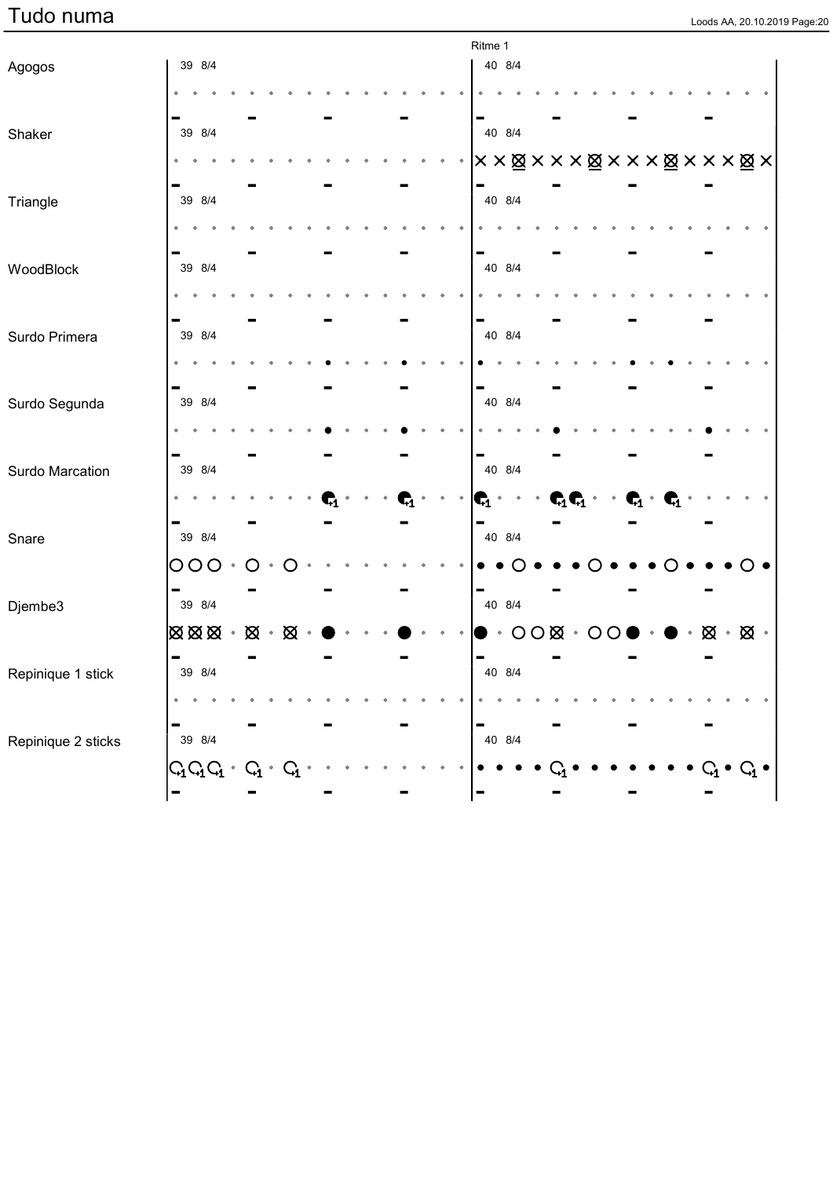# Tudo numa

Ritme 1

| Instrument | Measure 39 | Measure 40 |
|---|---|---|
| Agogos | 39 8/4 | 40 8/4 |
| Shaker | 39 8/4 | 40 8/4 |
| Triangle | 39 8/4 | 40 8/4 |
| WoodBlock | 39 8/4 | 40 8/4 |
| Surdo Primera | 39 8/4 | 40 8/4 |
| Surdo Segunda | 39 8/4 | 40 8/4 |
| Surdo Marcation | 39 8/4 | 40 8/4 |
| Snare | 39 8/4 | 40 8/4 |
| Djembe3 | 39 8/4 | 40 8/4 |
| Repinique 1 stick | 39 8/4 | 40 8/4 |
| Repinique 2 sticks | 39 8/4 | 40 8/4 |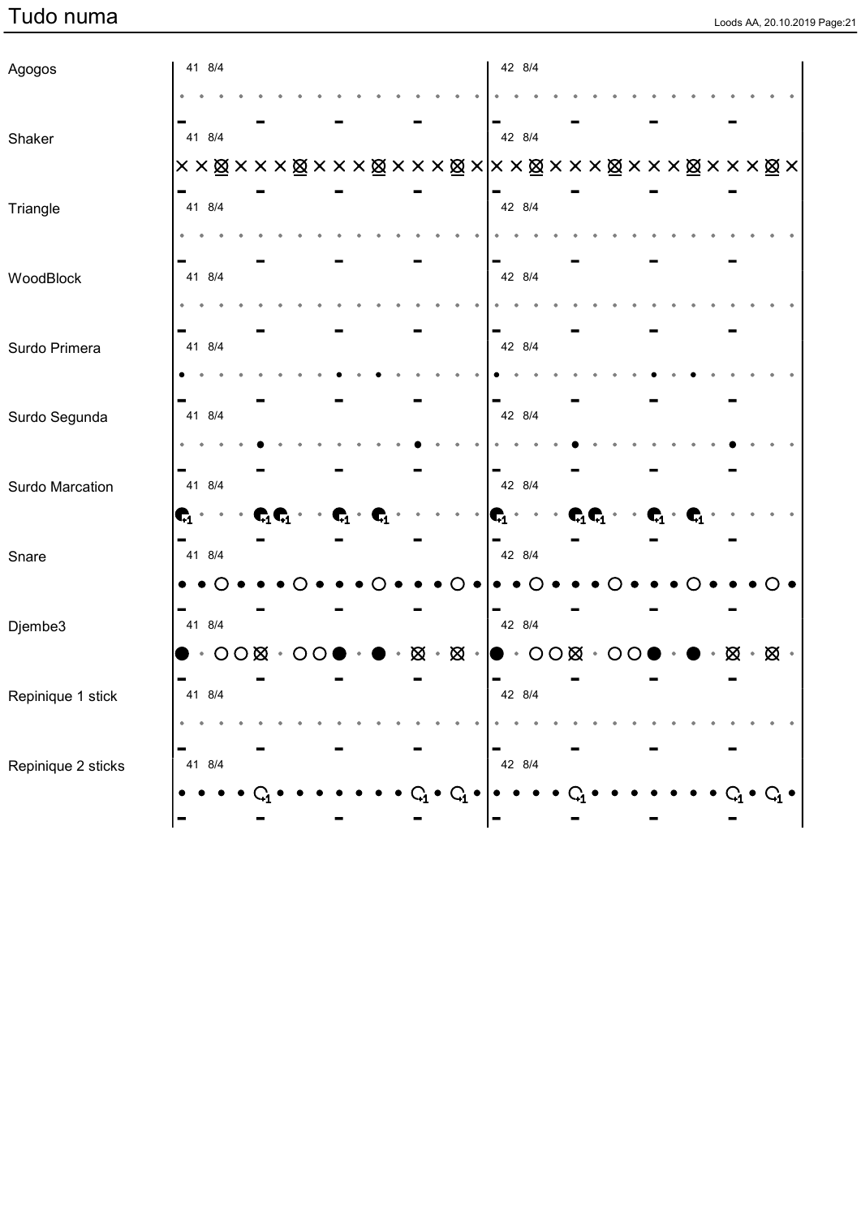# Tudo numa

Agogos
41 8/4
42 8/4

Shaker
41 8/4
42 8/4

Triangle
41 8/4
42 8/4

WoodBlock
41 8/4
42 8/4

Surdo Primera
41 8/4
42 8/4

Surdo Segunda
41 8/4
42 8/4

Surdo Marcation
41 8/4
42 8/4

Snare
41 8/4
42 8/4

Djembe3
41 8/4
42 8/4

Repinique 1 stick
41 8/4
42 8/4

Repinique 2 sticks
41 8/4
42 8/4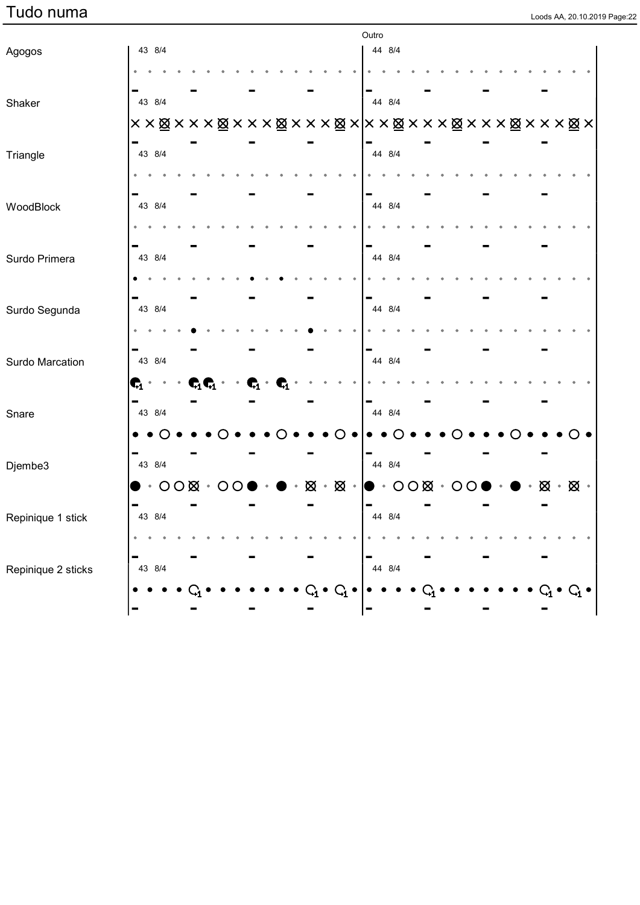# Tudo numa

Outro

Agogos

43 8/4

44 8/4

Shaker

43 8/4

44 8/4

Triangle

43 8/4

44 8/4

WoodBlock

43 8/4

44 8/4

Surdo Primera

43 8/4

44 8/4

Surdo Segunda

43 8/4

44 8/4

Surdo Marcation

43 8/4

44 8/4

Snare

43 8/4

44 8/4

Djembe3

43 8/4

44 8/4

Repinique 1 stick

43 8/4

44 8/4

Repinique 2 sticks

43 8/4

44 8/4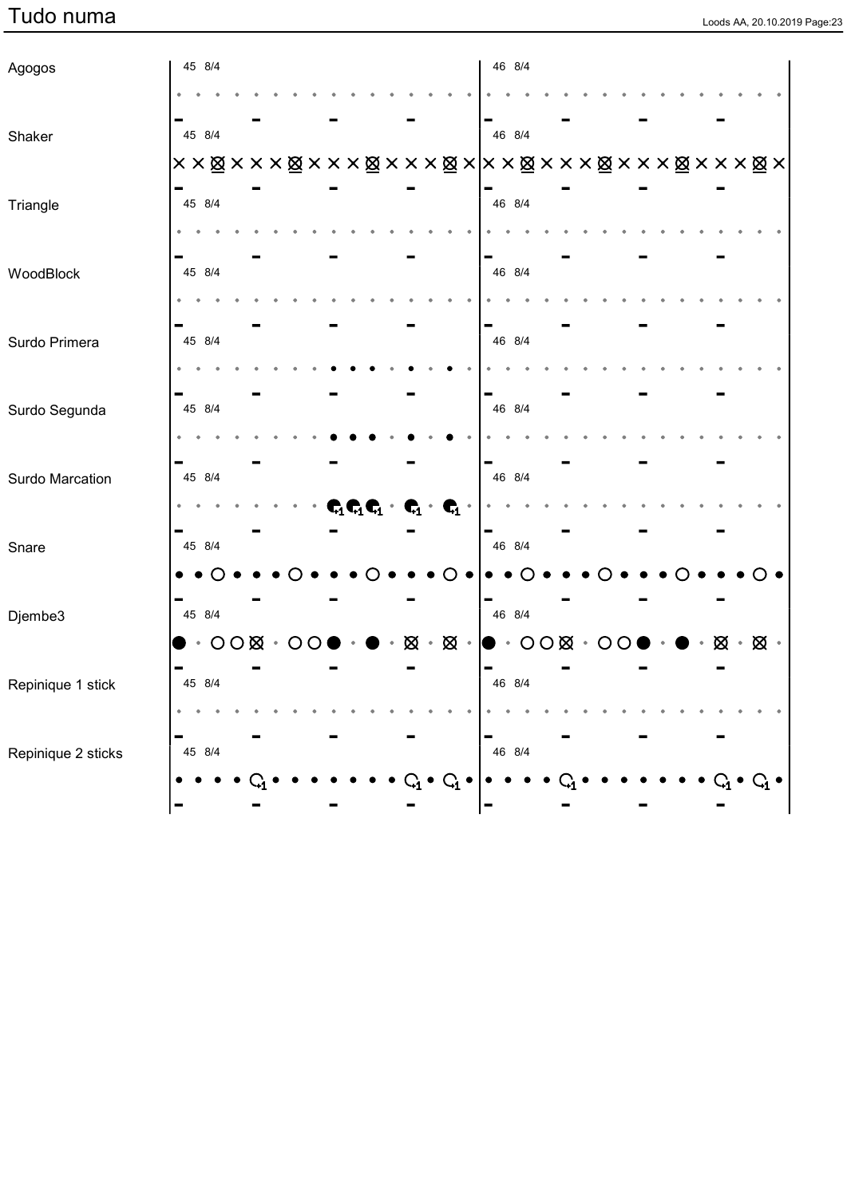# Tudo numa

Agogos
45 8/4
46 8/4

Shaker
45 8/4
46 8/4

Triangle
45 8/4
46 8/4

WoodBlock
45 8/4
46 8/4

Surdo Primera
45 8/4
46 8/4

Surdo Segunda
45 8/4
46 8/4

Surdo Marcation
45 8/4
46 8/4

Snare
45 8/4
46 8/4

Djembe3
45 8/4
46 8/4

Repinique 1 stick
45 8/4
46 8/4

Repinique 2 sticks
45 8/4
46 8/4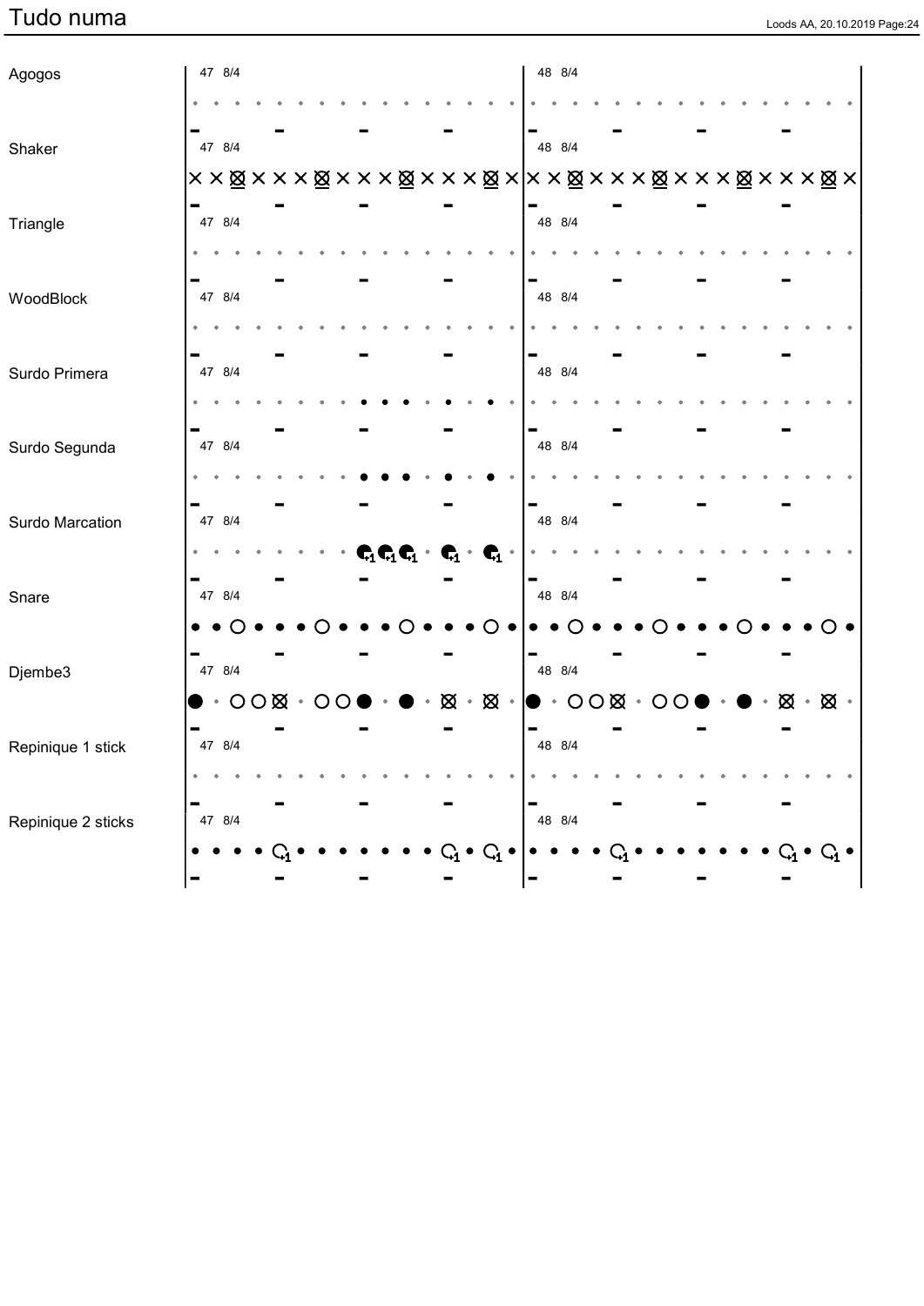# Tudo numa

Agogos
47 8/4
48 8/4

Shaker
47 8/4
48 8/4

Triangle
47 8/4
48 8/4

WoodBlock
47 8/4
48 8/4

Surdo Primera
47 8/4
48 8/4

Surdo Segunda
47 8/4
48 8/4

Surdo Marcation
47 8/4
48 8/4

Snare
47 8/4
48 8/4

Djembe3
47 8/4
48 8/4

Repinique 1 stick
47 8/4
48 8/4

Repinique 2 sticks
47 8/4
48 8/4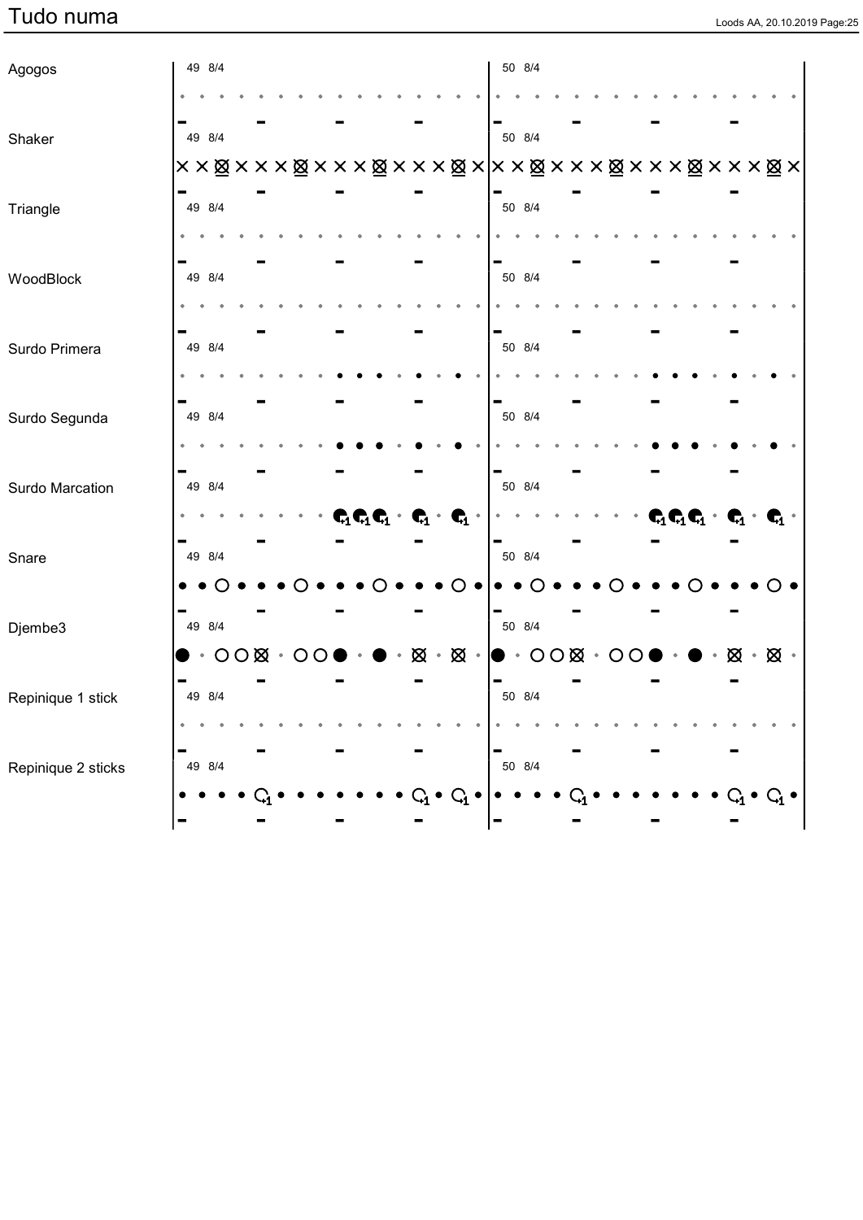# Tudo numa

Agogos

49 8/4

50 8/4

Shaker

49 8/4

50 8/4

Triangle

49 8/4

50 8/4

WoodBlock

49 8/4

50 8/4

Surdo Primera

49 8/4

50 8/4

Surdo Segunda

49 8/4

50 8/4

Surdo Marcation

49 8/4

50 8/4

Snare

49 8/4

50 8/4

Djembe3

49 8/4

50 8/4

Repinique 1 stick

49 8/4

50 8/4

Repinique 2 sticks

49 8/4

50 8/4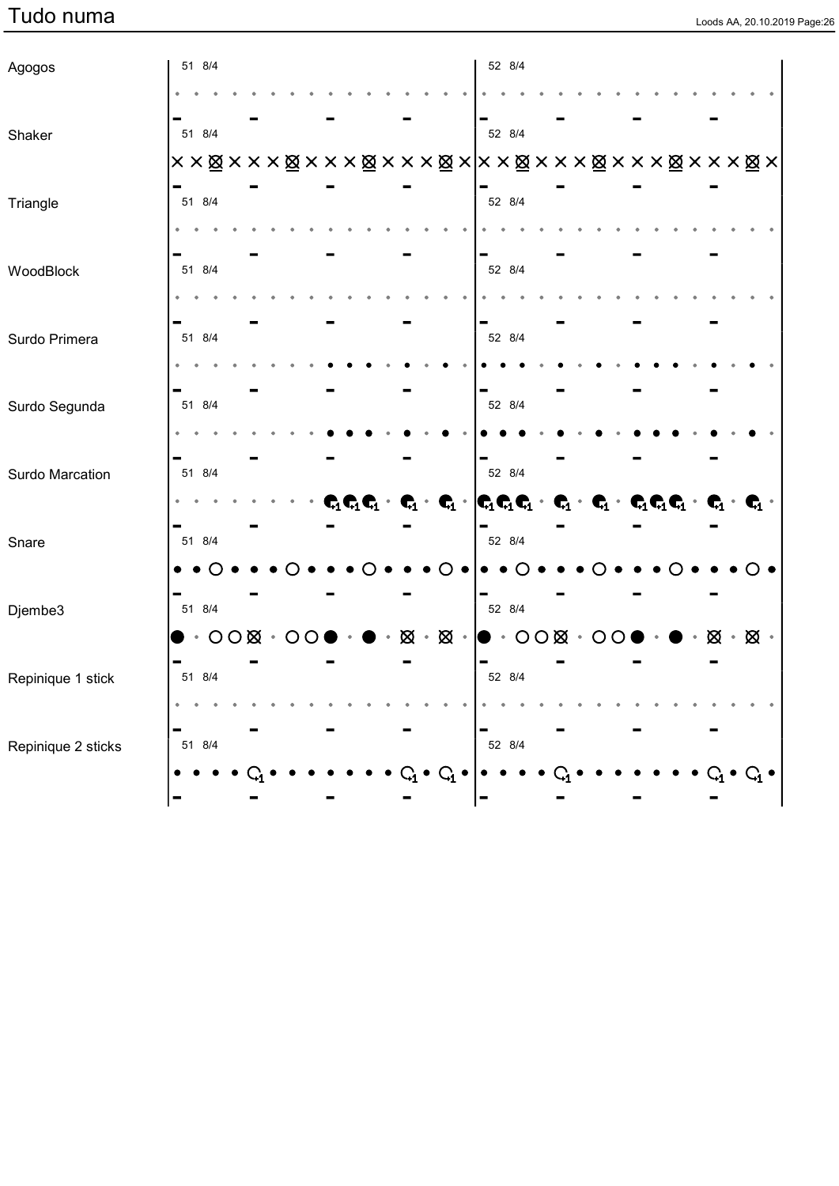# Tudo numa

Agogos
51 8/4
52 8/4

Shaker
51 8/4
52 8/4

Triangle
51 8/4
52 8/4

WoodBlock
51 8/4
52 8/4

Surdo Primera
51 8/4
52 8/4

Surdo Segunda
51 8/4
52 8/4

Surdo Marcation
51 8/4
52 8/4

Snare
51 8/4
52 8/4

Djembe3
51 8/4
52 8/4

Repinique 1 stick
51 8/4
52 8/4

Repinique 2 sticks
51 8/4
52 8/4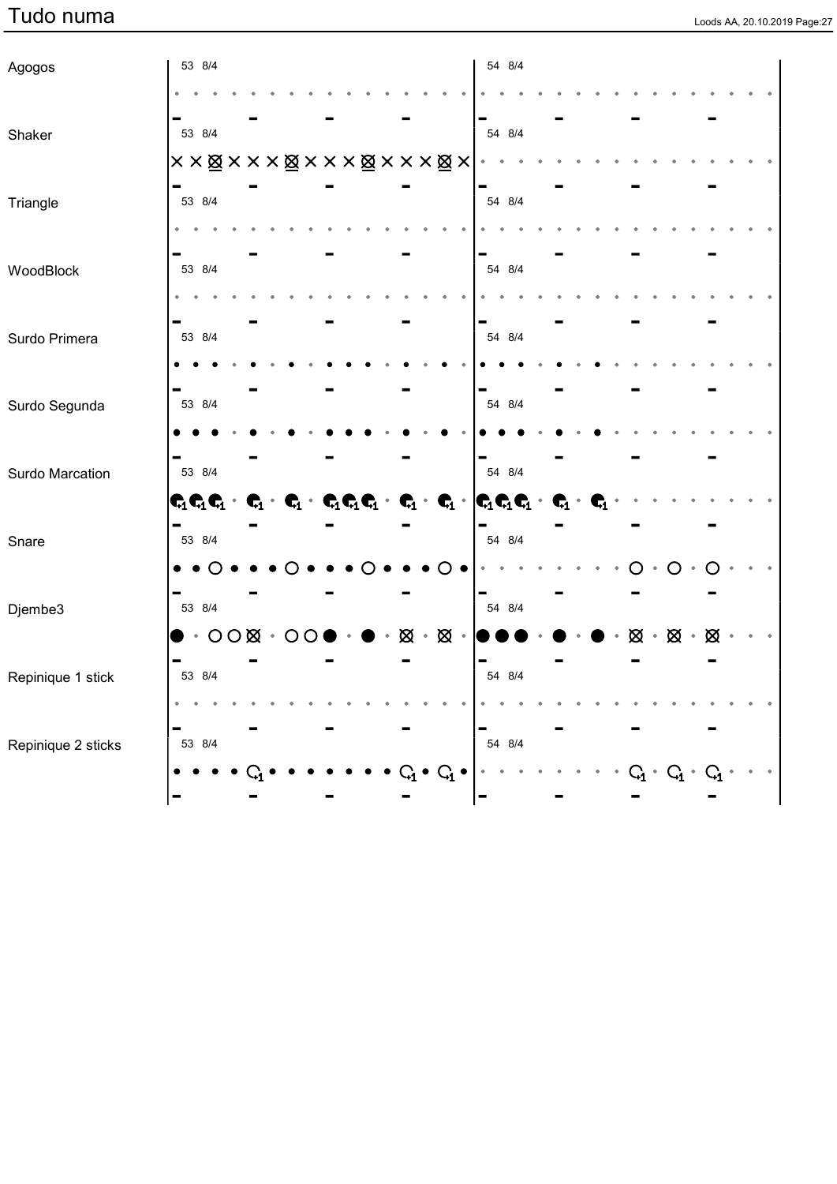# Tudo numa

Agogos
53 8/4
54 8/4

Shaker
53 8/4
54 8/4

Triangle
53 8/4
54 8/4

WoodBlock
53 8/4
54 8/4

Surdo Primera
53 8/4
54 8/4

Surdo Segunda
53 8/4
54 8/4

Surdo Marcation
53 8/4
54 8/4

Snare
53 8/4
54 8/4

Djembe3
53 8/4
54 8/4

Repinique 1 stick
53 8/4
54 8/4

Repinique 2 sticks
53 8/4
54 8/4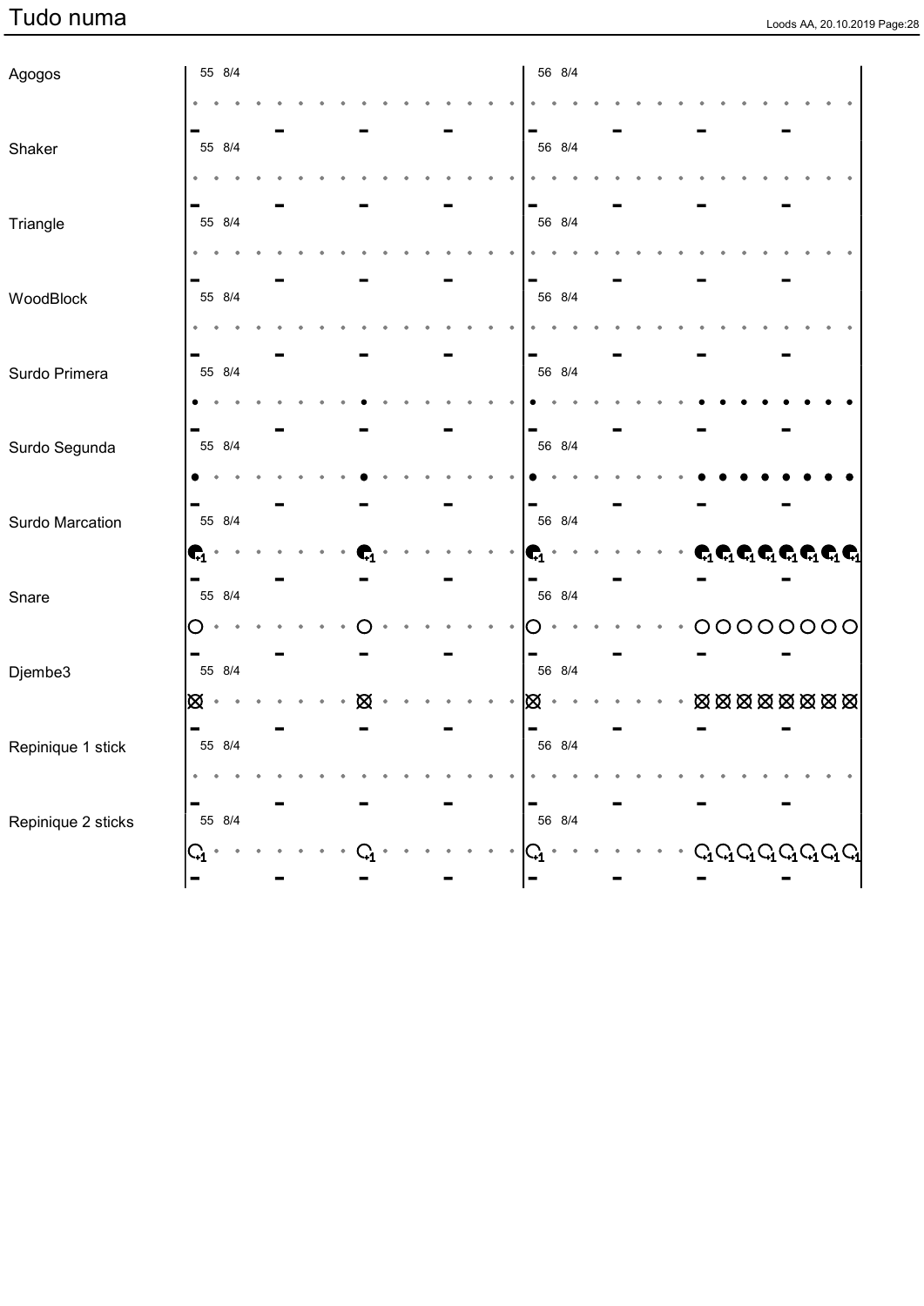# Tudo numa

Agogos — 55 8/4 | 56 8/4

Shaker — 55 8/4 | 56 8/4

Triangle — 55 8/4 | 56 8/4

WoodBlock — 55 8/4 | 56 8/4

Surdo Primera — 55 8/4 | 56 8/4

Surdo Segunda — 55 8/4 | 56 8/4

Surdo Marcation — 55 8/4 | 56 8/4

Snare — 55 8/4 | 56 8/4

Djembe3 — 55 8/4 | 56 8/4

Repinique 1 stick — 55 8/4 | 56 8/4

Repinique 2 sticks — 55 8/4 | 56 8/4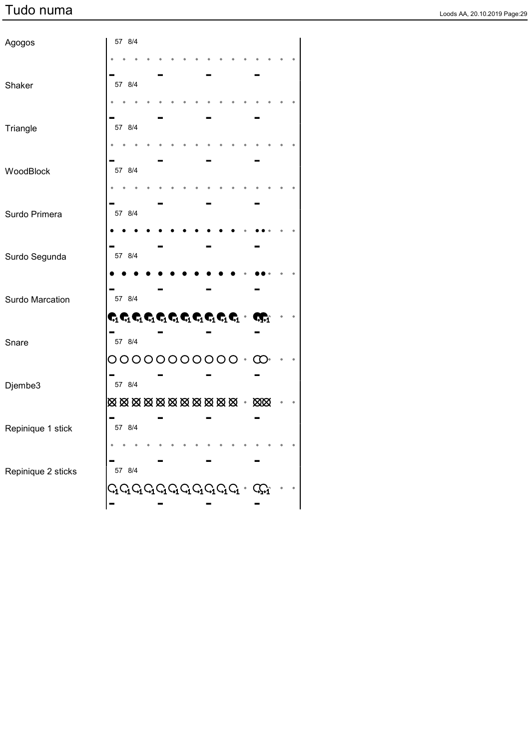# Tudo numa

Agogos

57 8/4

Shaker

57 8/4

Triangle

57 8/4

WoodBlock

57 8/4

Surdo Primera

57 8/4

Surdo Segunda

57 8/4

Surdo Marcation

57 8/4

Snare

57 8/4

Djembe3

57 8/4

Repinique 1 stick

57 8/4

Repinique 2 sticks

57 8/4